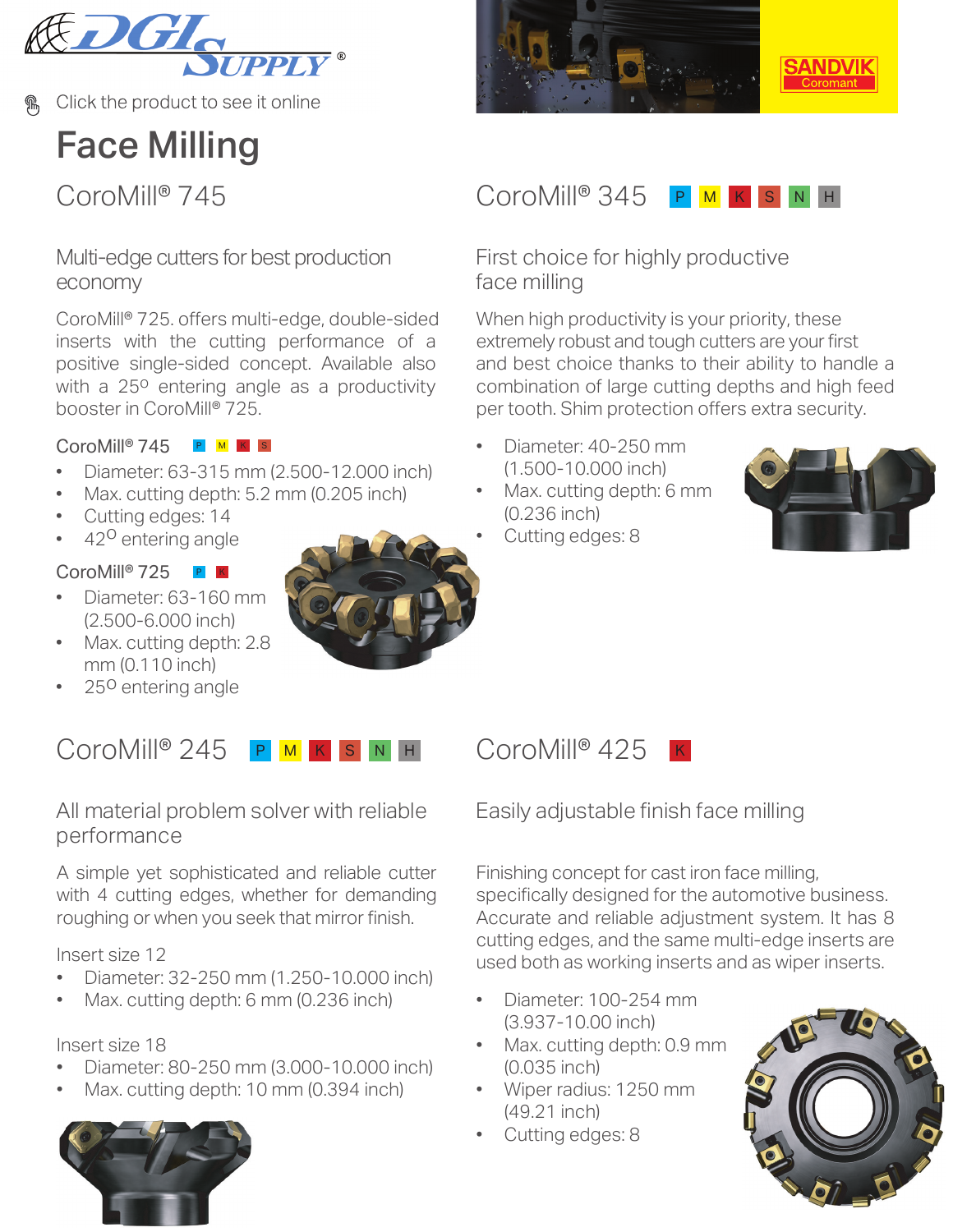Click the product to see it online

# Face Milling

## CoroMill® 745

### Multi-edge cutters for best production economy

CoroMill® 725. offers multi-edge, double-sided inserts with the cutting performance of a positive single-sided concept. Available also with a 25º entering angle as a productivity booster in CoroMill® 725.

**CoroMill® 745** P M K S

- Diameter: 63-315 mm (2.500-12.000 inch)
- Max. cutting depth: 5.2 mm (0.205 inch)
- Cutting edges: 14
- 42º entering angle

**CoroMill® 725** P K

- Diameter: 63-160 mm (2.500-6.000 inch)
- Max. cutting depth: 2.8 mm (0.110 inch)
- 25º entering angle

## CoroMill® 345 P M K S N H

### First choice for highly productive face milling

When high productivity is your priority, these extremely robust and tough cutters are your first and best choice thanks to their ability to handle a combination of large cutting depths and high feed per tooth. Shim protection offers extra security.

- Diameter: 40-250 mm (1.500-10.000 inch)
- Max. cutting depth: 6 mm (0.236 inch)
- Cutting edges: 8

## CoroMill® 245 P M K S N H

### All material problem solver with reliable performance

A simple yet sophisticated and reliable cutter with 4 cutting edges, whether for demanding roughing or when you seek that mirror finish.

Insert size 12

- Diameter: 32-250 mm (1.250-10.000 inch)
- Max. cutting depth: 6 mm (0.236 inch)

Insert size 18

- Diameter: 80-250 mm (3.000-10.000 inch)
- Max. cutting depth: 10 mm (0.394 inch)

## CoroMill® 425 K

### Easily adjustable finish face milling

Finishing concept for cast iron face milling, specifically designed for the automotive business. Accurate and reliable adjustment system. It has 8 cutting edges, and the same multi-edge inserts are used both as working inserts and as wiper inserts.

- Diameter: 100-254 mm (3.937-10.00 inch)
- Max. cutting depth: 0.9 mm (0.035 inch)
- Wiper radius: 1250 mm (49.21 inch)
- Cutting edges: 8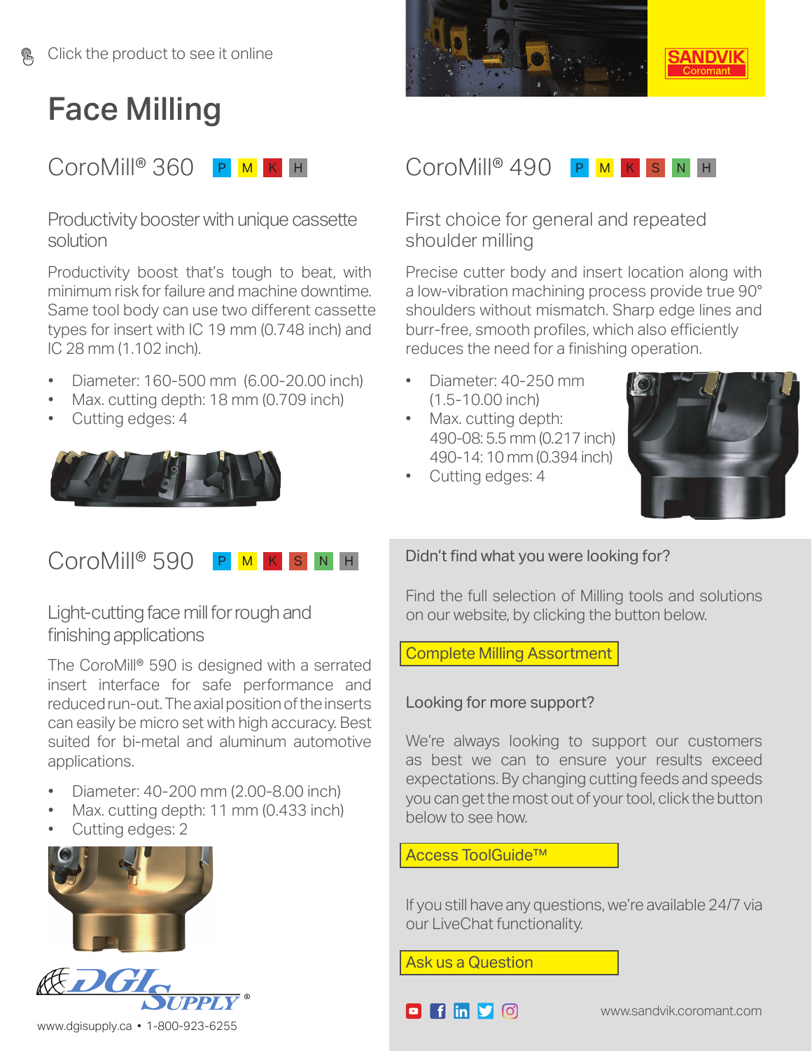Click the product to see it online

# Face Milling

## CoroMill® 360 P M K H

### Productivity booster with unique cassette solution

Productivity boost that's tough to beat, with minimum risk for failure and machine downtime. Same tool body can use two different cassette types for insert with IC 19 mm (0.748 inch) and IC 28 mm (1.102 inch).

- Diameter: 160-500 mm (6.00-20.00 inch)
- Max. cutting depth: 18 mm (0.709 inch)
- Cutting edges: 4

## CoroMill® 490 P M K S N H

### First choice for general and repeated shoulder milling

Precise cutter body and insert location along with a low-vibration machining process provide true 90° shoulders without mismatch. Sharp edge lines and burr-free, smooth profiles, which also efficiently reduces the need for a finishing operation.

- Diameter: 40-250 mm (1.5-10.00 inch)
- Max. cutting depth: 490-08: 5.5 mm (0.217 inch) 490-14: 10 mm (0.394 inch)
- Cutting edges: 4

## CoroMill® 590 P M K S N H

### Light-cutting face mill for rough and finishing applications

The CoroMill® 590 is designed with a serrated insert interface for safe performance and reduced run-out. The axial position of the inserts can easily be micro set with high accuracy. Best suited for bi-metal and aluminum automotive applications.

- Diameter: 40-200 mm (2.00-8.00 inch)
- Max. cutting depth: 11 mm (0.433 inch)
- Cutting edges: 2

Didn't find what you were looking for?

Find the full selection of Milling tools and solutions on our website, by clicking the button below.

Complete Milling Assortment

Looking for more support?

We're always looking to support our customers as best we can to ensure your results exceed expectations. By changing cutting feeds and speeds you can get the most out of your tool, click the button below to see how.

Access ToolGuide™

If you still have any questions, we're available 24/7 via our LiveChat functionality.

Ask us a Question

www.sandvik.coromant.com

DGI Supply®

www.dgisupply.ca • 1-800-923-6255